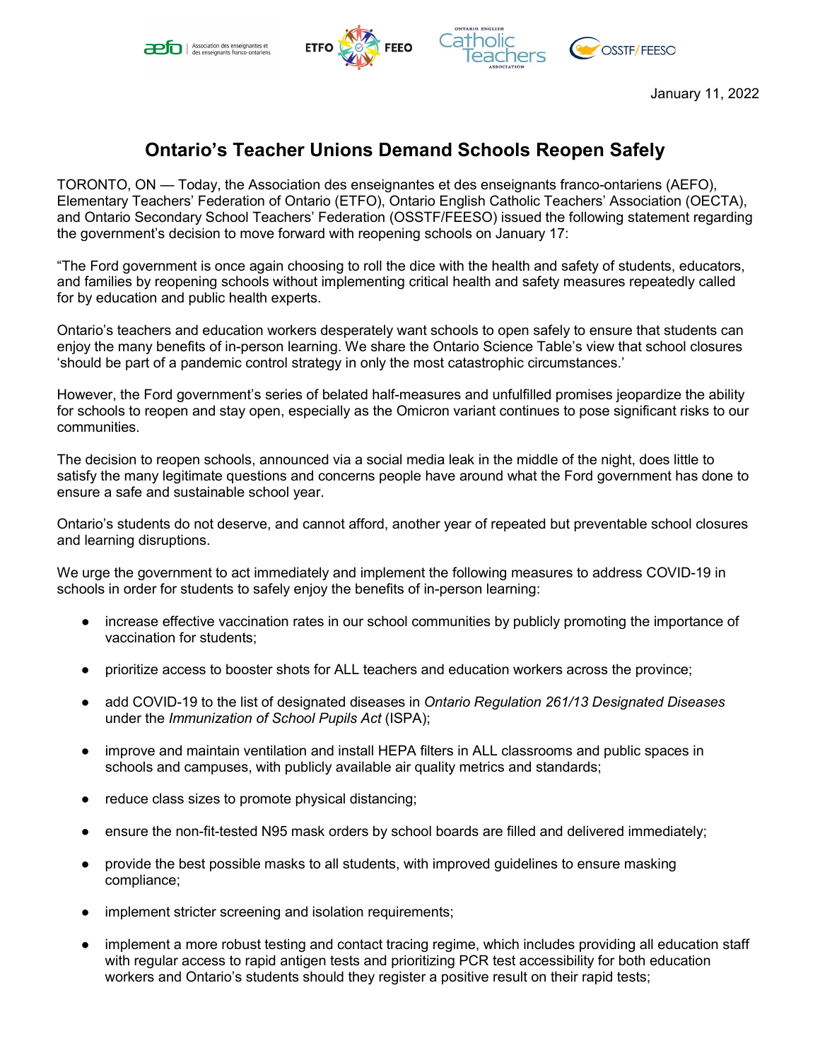January 11, 2022

# Ontario's Teacher Unions Demand Schools Reopen Safely

TORONTO, ON — Today, the Association des enseignantes et des enseignants franco-ontariens (AEFO), Elementary Teachers' Federation of Ontario (ETFO), Ontario English Catholic Teachers' Association (OECTA), and Ontario Secondary School Teachers' Federation (OSSTF/FEESO) issued the following statement regarding the government's decision to move forward with reopening schools on January 17:

"The Ford government is once again choosing to roll the dice with the health and safety of students, educators, and families by reopening schools without implementing critical health and safety measures repeatedly called for by education and public health experts.

Ontario's teachers and education workers desperately want schools to open safely to ensure that students can enjoy the many benefits of in-person learning. We share the Ontario Science Table's view that school closures 'should be part of a pandemic control strategy in only the most catastrophic circumstances.'

However, the Ford government's series of belated half-measures and unfulfilled promises jeopardize the ability for schools to reopen and stay open, especially as the Omicron variant continues to pose significant risks to our communities.

The decision to reopen schools, announced via a social media leak in the middle of the night, does little to satisfy the many legitimate questions and concerns people have around what the Ford government has done to ensure a safe and sustainable school year.

Ontario's students do not deserve, and cannot afford, another year of repeated but preventable school closures and learning disruptions.

We urge the government to act immediately and implement the following measures to address COVID-19 in schools in order for students to safely enjoy the benefits of in-person learning:

- increase effective vaccination rates in our school communities by publicly promoting the importance of vaccination for students;
- prioritize access to booster shots for ALL teachers and education workers across the province;
- add COVID-19 to the list of designated diseases in *Ontario Regulation 261/13 Designated Diseases* under the *Immunization of School Pupils Act* (ISPA);
- improve and maintain ventilation and install HEPA filters in ALL classrooms and public spaces in schools and campuses, with publicly available air quality metrics and standards;
- reduce class sizes to promote physical distancing;
- ensure the non-fit-tested N95 mask orders by school boards are filled and delivered immediately;
- provide the best possible masks to all students, with improved guidelines to ensure masking compliance;
- implement stricter screening and isolation requirements;
- implement a more robust testing and contact tracing regime, which includes providing all education staff with regular access to rapid antigen tests and prioritizing PCR test accessibility for both education workers and Ontario's students should they register a positive result on their rapid tests;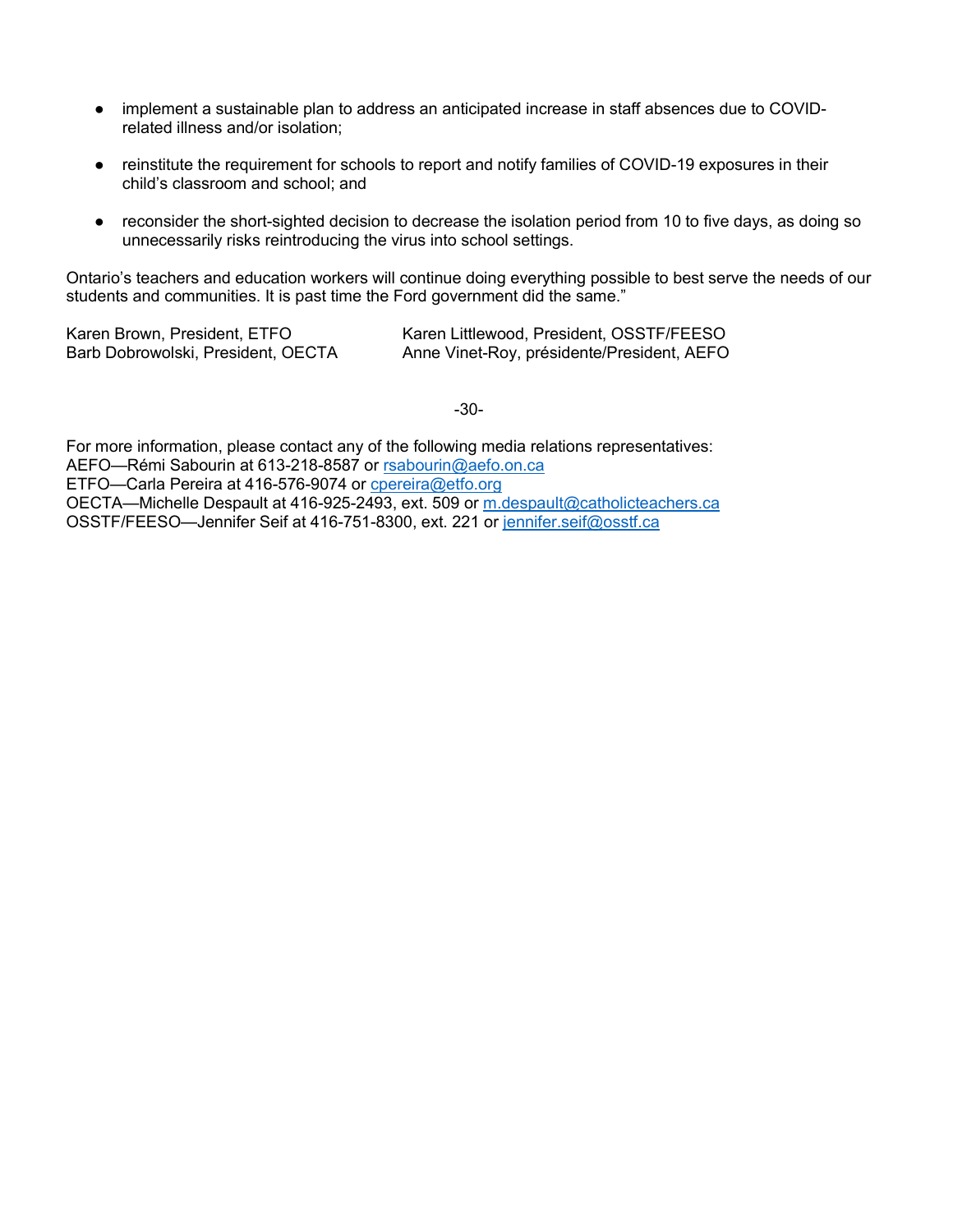- implement a sustainable plan to address an anticipated increase in staff absences due to COVID-related illness and/or isolation;
- reinstitute the requirement for schools to report and notify families of COVID-19 exposures in their child's classroom and school; and
- reconsider the short-sighted decision to decrease the isolation period from 10 to five days, as doing so unnecessarily risks reintroducing the virus into school settings.

Ontario's teachers and education workers will continue doing everything possible to best serve the needs of our students and communities. It is past time the Ford government did the same."

Karen Brown, President, ETFO
Barb Dobrowolski, President, OECTA
Karen Littlewood, President, OSSTF/FEESO
Anne Vinet-Roy, présidente/President, AEFO

-30-

For more information, please contact any of the following media relations representatives:
AEFO—Rémi Sabourin at 613-218-8587 or rsabourin@aefo.on.ca
ETFO—Carla Pereira at 416-576-9074 or cpereira@etfo.org
OECTA—Michelle Despault at 416-925-2493, ext. 509 or m.despault@catholicteachers.ca
OSSTF/FEESO—Jennifer Seif at 416-751-8300, ext. 221 or jennifer.seif@osstf.ca